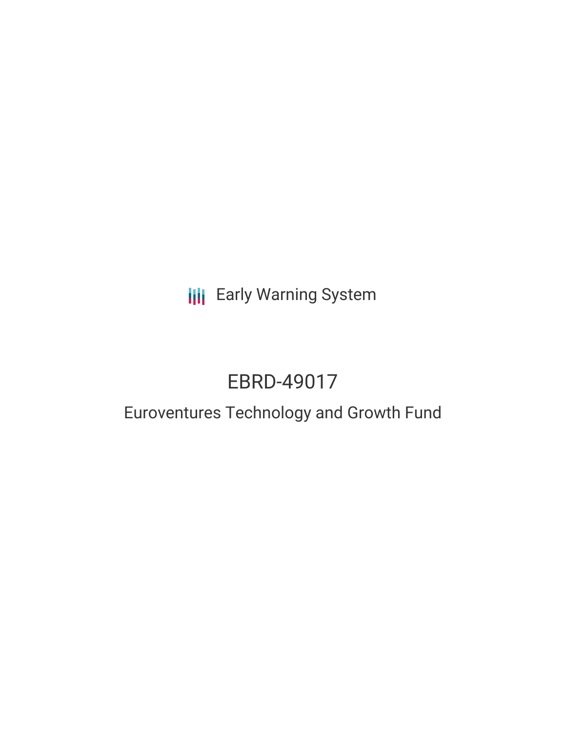Early Warning System

# EBRD-49017

## Euroventures Technology and Growth Fund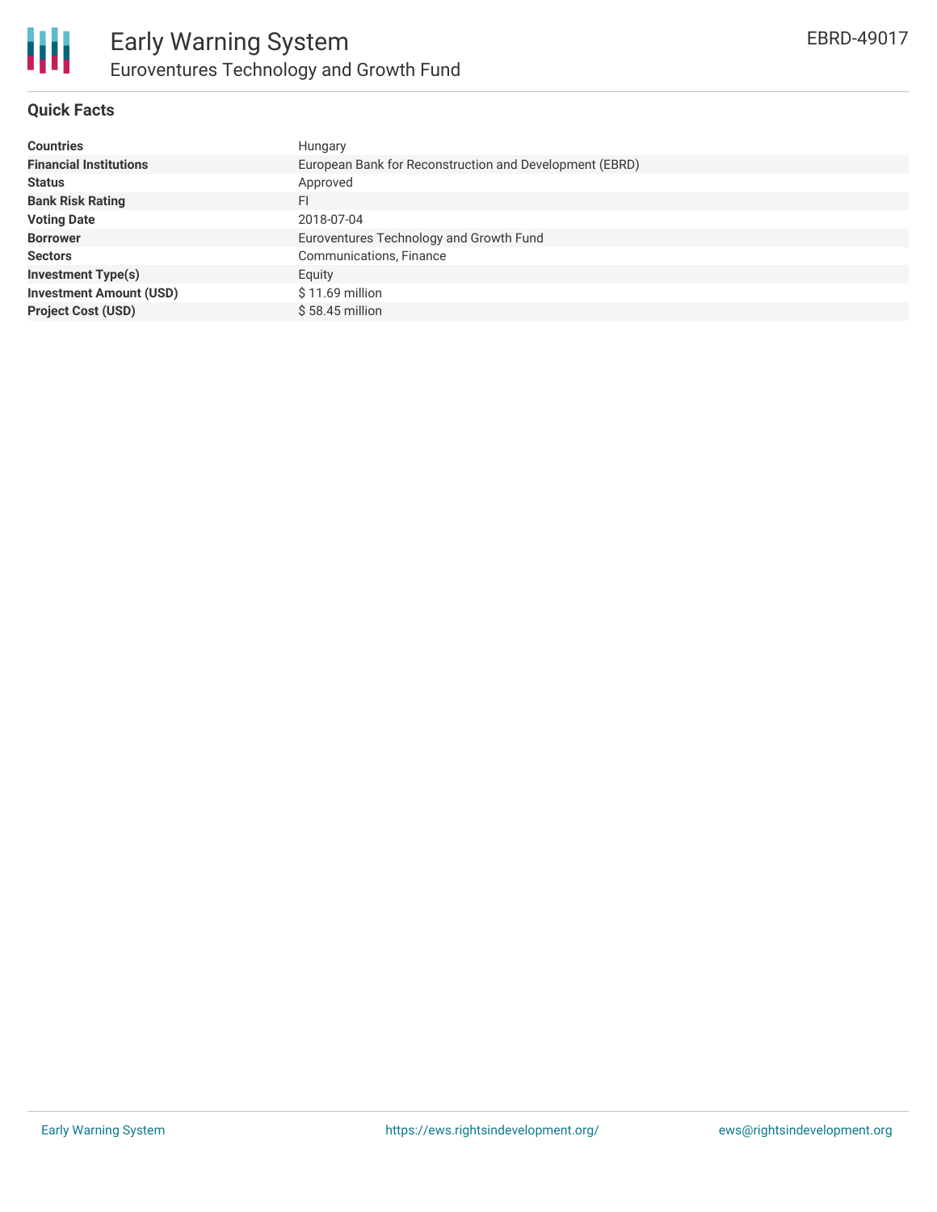# Early Warning System

## Euroventures Technology and Growth Fund

EBRD-49017

### Quick Facts

| | |
|---|---|
| **Countries** | Hungary |
| **Financial Institutions** | European Bank for Reconstruction and Development (EBRD) |
| **Status** | Approved |
| **Bank Risk Rating** | FI |
| **Voting Date** | 2018-07-04 |
| **Borrower** | Euroventures Technology and Growth Fund |
| **Sectors** | Communications, Finance |
| **Investment Type(s)** | Equity |
| **Investment Amount (USD)** | $ 11.69 million |
| **Project Cost (USD)** | $ 58.45 million |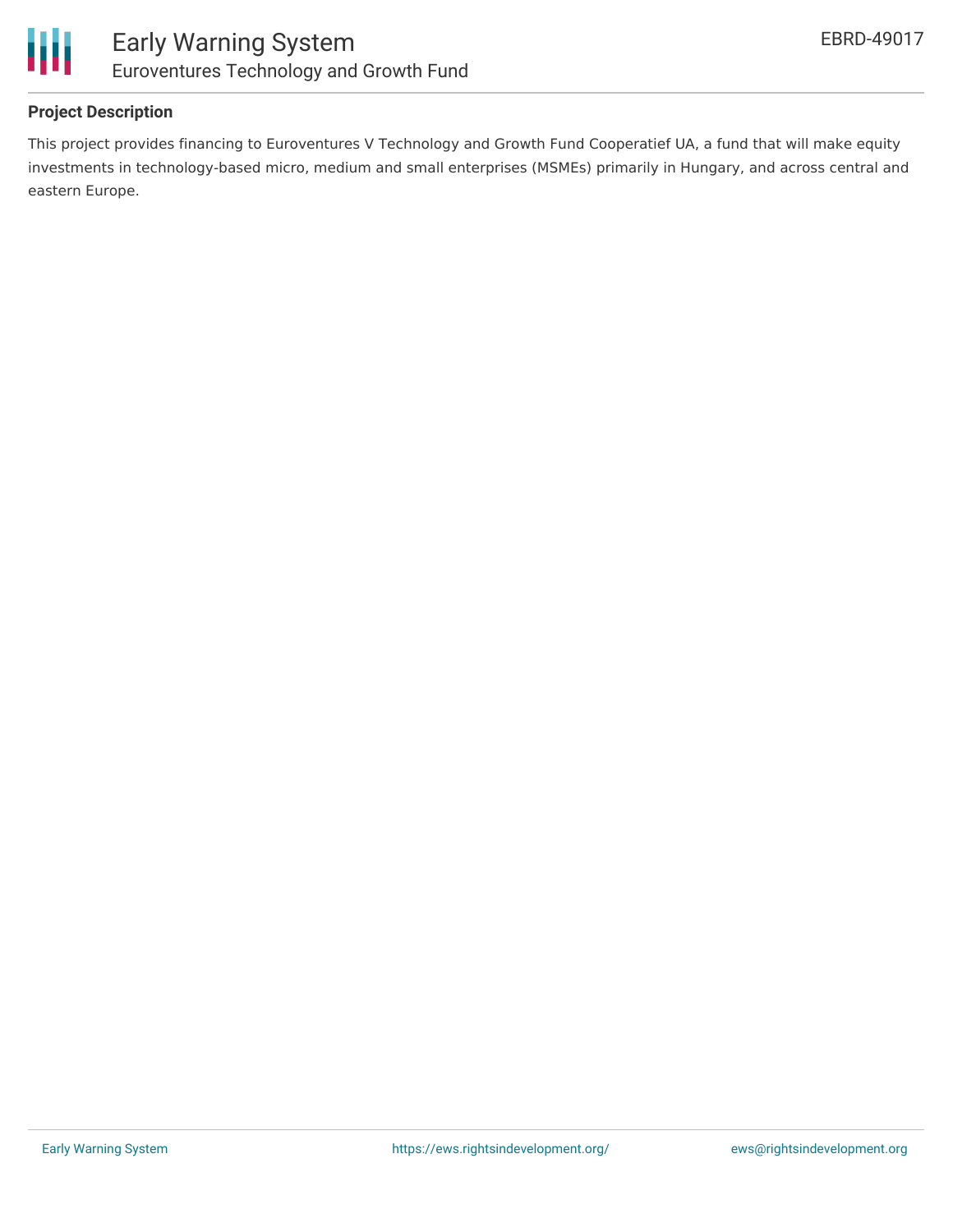## Project Description

This project provides financing to Euroventures V Technology and Growth Fund Cooperatief UA, a fund that will make equity investments in technology-based micro, medium and small enterprises (MSMEs) primarily in Hungary, and across central and eastern Europe.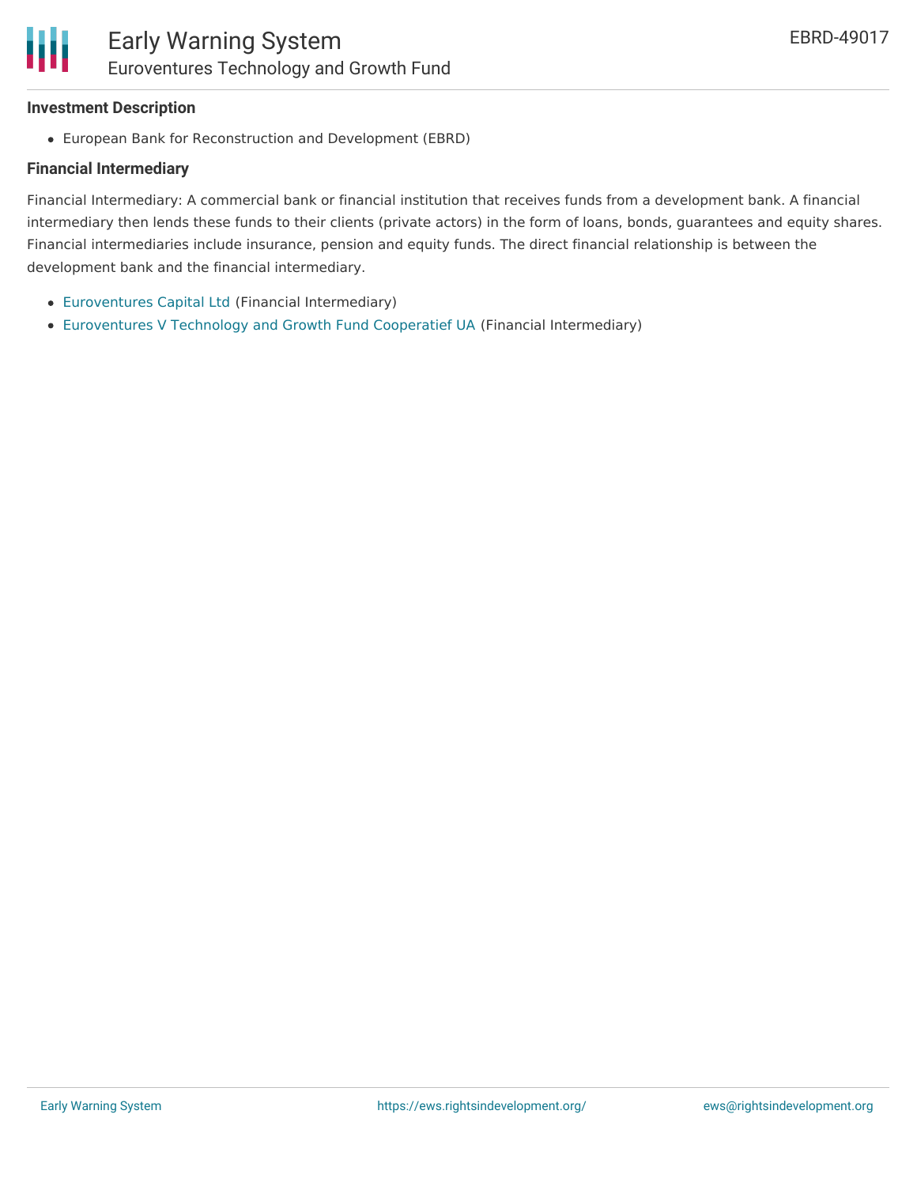### Investment Description

- European Bank for Reconstruction and Development (EBRD)

### Financial Intermediary

Financial Intermediary: A commercial bank or financial institution that receives funds from a development bank. A financial intermediary then lends these funds to their clients (private actors) in the form of loans, bonds, guarantees and equity shares. Financial intermediaries include insurance, pension and equity funds. The direct financial relationship is between the development bank and the financial intermediary.

- Euroventures Capital Ltd (Financial Intermediary)
- Euroventures V Technology and Growth Fund Cooperatief UA (Financial Intermediary)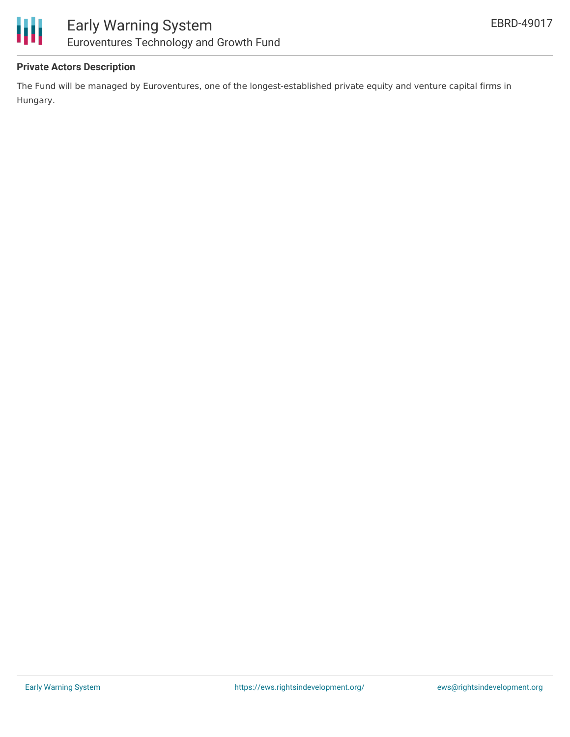**Private Actors Description**

The Fund will be managed by Euroventures, one of the longest-established private equity and venture capital firms in Hungary.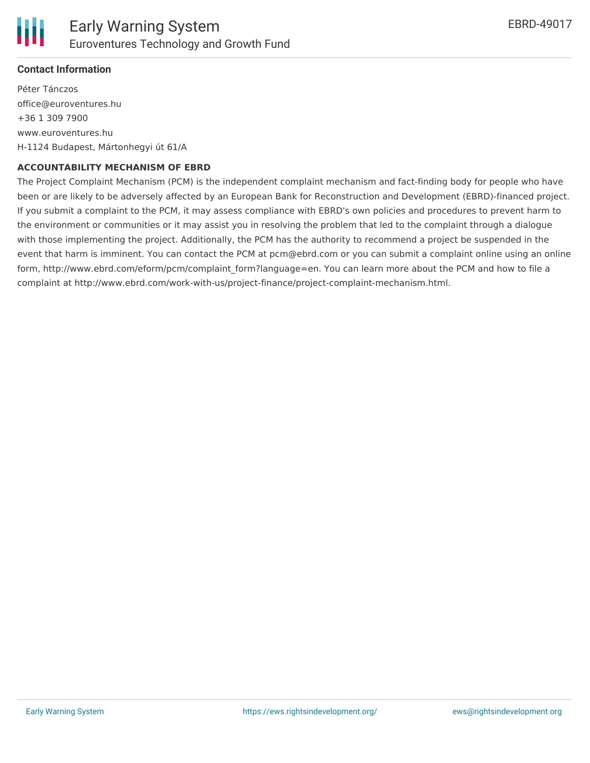**Contact Information**

Péter Tánczos
office@euroventures.hu
+36 1 309 7900
www.euroventures.hu
H-1124 Budapest, Mártonhegyi út 61/A

**ACCOUNTABILITY MECHANISM OF EBRD**

The Project Complaint Mechanism (PCM) is the independent complaint mechanism and fact-finding body for people who have been or are likely to be adversely affected by an European Bank for Reconstruction and Development (EBRD)-financed project. If you submit a complaint to the PCM, it may assess compliance with EBRD's own policies and procedures to prevent harm to the environment or communities or it may assist you in resolving the problem that led to the complaint through a dialogue with those implementing the project. Additionally, the PCM has the authority to recommend a project be suspended in the event that harm is imminent. You can contact the PCM at pcm@ebrd.com or you can submit a complaint online using an online form, http://www.ebrd.com/eform/pcm/complaint_form?language=en. You can learn more about the PCM and how to file a complaint at http://www.ebrd.com/work-with-us/project-finance/project-complaint-mechanism.html.